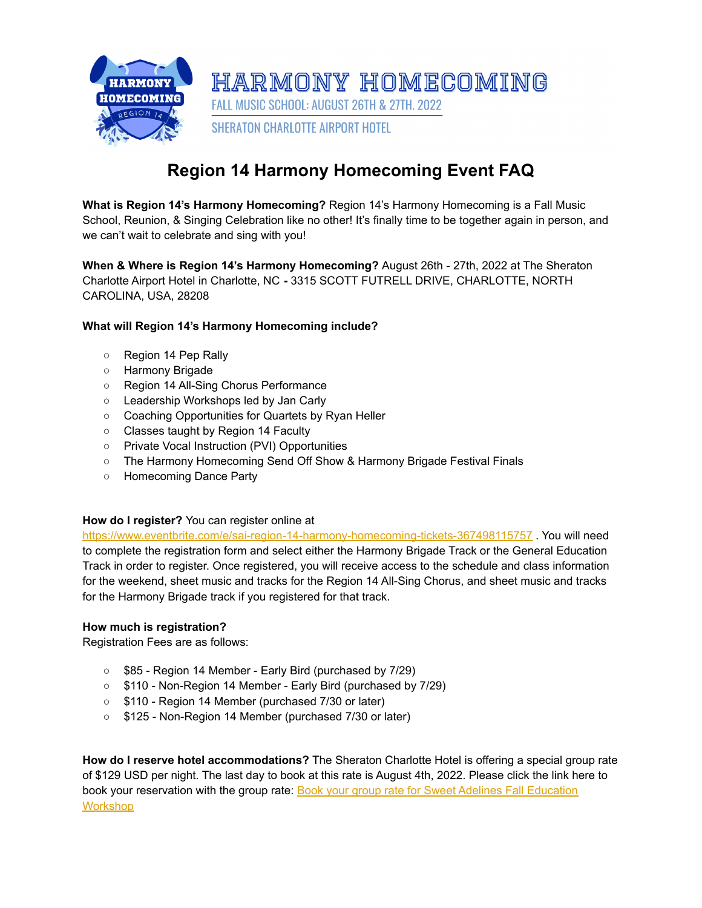HARMONY HOMECOMING

FALL MUSIC SCHOOL: AUGUST 26TH & 27TH. 2022

SHERATON CHARLOTTE AIRPORT HOTEL

# Region 14 Harmony Homecoming Event FAQ

**What is Region 14's Harmony Homecoming?** Region 14's Harmony Homecoming is a Fall Music School, Reunion, & Singing Celebration like no other! It's finally time to be together again in person, and we can't wait to celebrate and sing with you!

**When & Where is Region 14's Harmony Homecoming?** August 26th - 27th, 2022 at The Sheraton Charlotte Airport Hotel in Charlotte, NC **-** 3315 SCOTT FUTRELL DRIVE, CHARLOTTE, NORTH CAROLINA, USA, 28208

**What will Region 14's Harmony Homecoming include?**

- Region 14 Pep Rally
- Harmony Brigade
- Region 14 All-Sing Chorus Performance
- Leadership Workshops led by Jan Carly
- Coaching Opportunities for Quartets by Ryan Heller
- Classes taught by Region 14 Faculty
- Private Vocal Instruction (PVI) Opportunities
- The Harmony Homecoming Send Off Show & Harmony Brigade Festival Finals
- Homecoming Dance Party

**How do I register?** You can register online at https://www.eventbrite.com/e/sai-region-14-harmony-homecoming-tickets-367498115757 . You will need to complete the registration form and select either the Harmony Brigade Track or the General Education Track in order to register. Once registered, you will receive access to the schedule and class information for the weekend, sheet music and tracks for the Region 14 All-Sing Chorus, and sheet music and tracks for the Harmony Brigade track if you registered for that track.

**How much is registration?**
Registration Fees are as follows:

- $85 - Region 14 Member - Early Bird (purchased by 7/29)
- $110 - Non-Region 14 Member - Early Bird (purchased by 7/29)
- $110 - Region 14 Member (purchased 7/30 or later)
- $125 - Non-Region 14 Member (purchased 7/30 or later)

**How do I reserve hotel accommodations?** The Sheraton Charlotte Hotel is offering a special group rate of $129 USD per night. The last day to book at this rate is August 4th, 2022. Please click the link here to book your reservation with the group rate: [Book your group rate for Sweet Adelines Fall Education Workshop]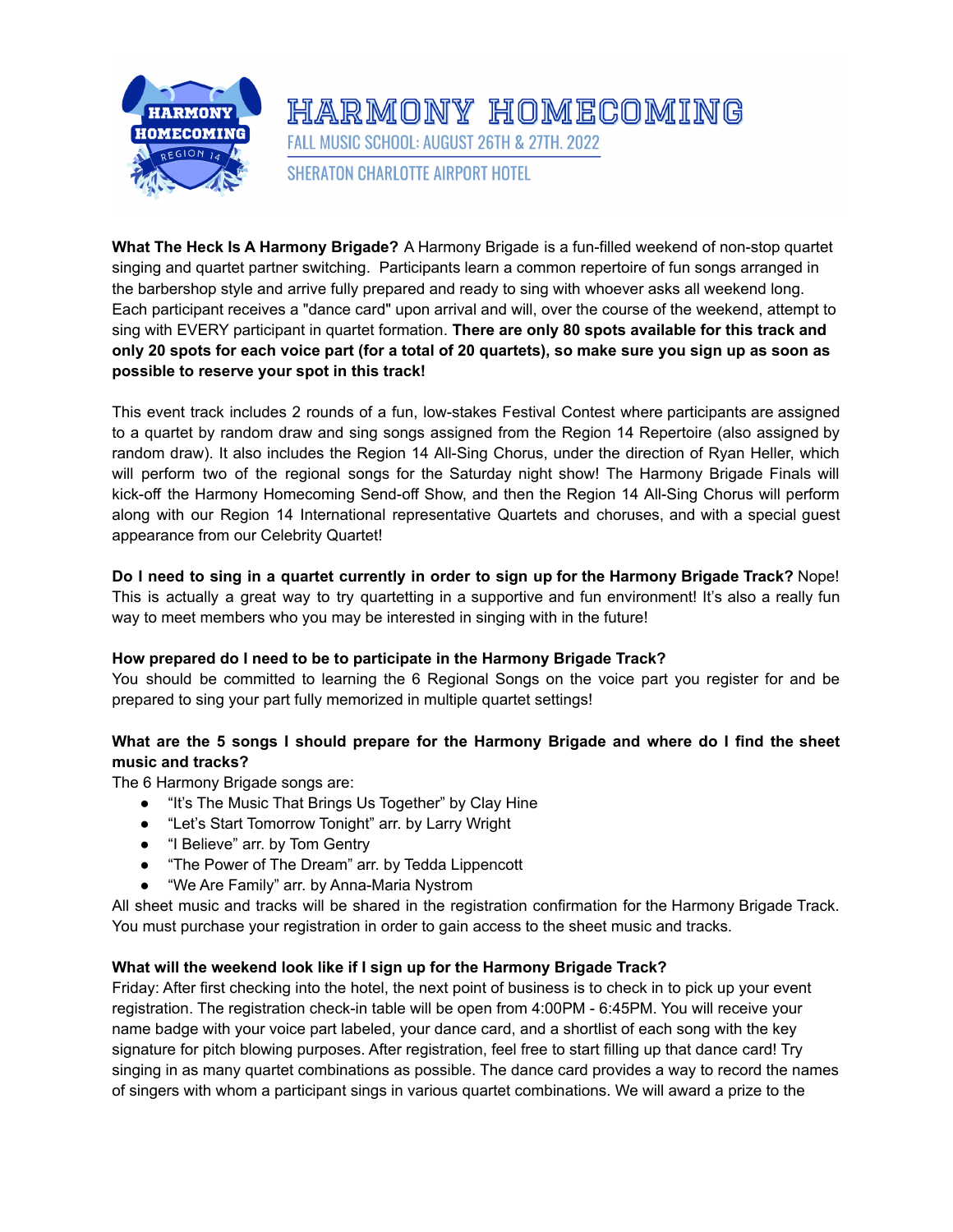# HARMONY HOMECOMING

FALL MUSIC SCHOOL: AUGUST 26TH & 27TH. 2022

SHERATON CHARLOTTE AIRPORT HOTEL

**What The Heck Is A Harmony Brigade?** A Harmony Brigade is a fun-filled weekend of non-stop quartet singing and quartet partner switching. Participants learn a common repertoire of fun songs arranged in the barbershop style and arrive fully prepared and ready to sing with whoever asks all weekend long. Each participant receives a "dance card" upon arrival and will, over the course of the weekend, attempt to sing with EVERY participant in quartet formation. **There are only 80 spots available for this track and only 20 spots for each voice part (for a total of 20 quartets), so make sure you sign up as soon as possible to reserve your spot in this track!**

This event track includes 2 rounds of a fun, low-stakes Festival Contest where participants are assigned to a quartet by random draw and sing songs assigned from the Region 14 Repertoire (also assigned by random draw). It also includes the Region 14 All-Sing Chorus, under the direction of Ryan Heller, which will perform two of the regional songs for the Saturday night show! The Harmony Brigade Finals will kick-off the Harmony Homecoming Send-off Show, and then the Region 14 All-Sing Chorus will perform along with our Region 14 International representative Quartets and choruses, and with a special guest appearance from our Celebrity Quartet!

**Do I need to sing in a quartet currently in order to sign up for the Harmony Brigade Track?** Nope! This is actually a great way to try quartetting in a supportive and fun environment! It's also a really fun way to meet members who you may be interested in singing with in the future!

**How prepared do I need to be to participate in the Harmony Brigade Track?**
You should be committed to learning the 6 Regional Songs on the voice part you register for and be prepared to sing your part fully memorized in multiple quartet settings!

**What are the 5 songs I should prepare for the Harmony Brigade and where do I find the sheet music and tracks?**
The 6 Harmony Brigade songs are:

- "It's The Music That Brings Us Together" by Clay Hine
- "Let's Start Tomorrow Tonight" arr. by Larry Wright
- "I Believe" arr. by Tom Gentry
- "The Power of The Dream" arr. by Tedda Lippencott
- "We Are Family" arr. by Anna-Maria Nystrom

All sheet music and tracks will be shared in the registration confirmation for the Harmony Brigade Track. You must purchase your registration in order to gain access to the sheet music and tracks.

**What will the weekend look like if I sign up for the Harmony Brigade Track?**
Friday: After first checking into the hotel, the next point of business is to check in to pick up your event registration. The registration check-in table will be open from 4:00PM - 6:45PM. You will receive your name badge with your voice part labeled, your dance card, and a shortlist of each song with the key signature for pitch blowing purposes. After registration, feel free to start filling up that dance card! Try singing in as many quartet combinations as possible. The dance card provides a way to record the names of singers with whom a participant sings in various quartet combinations. We will award a prize to the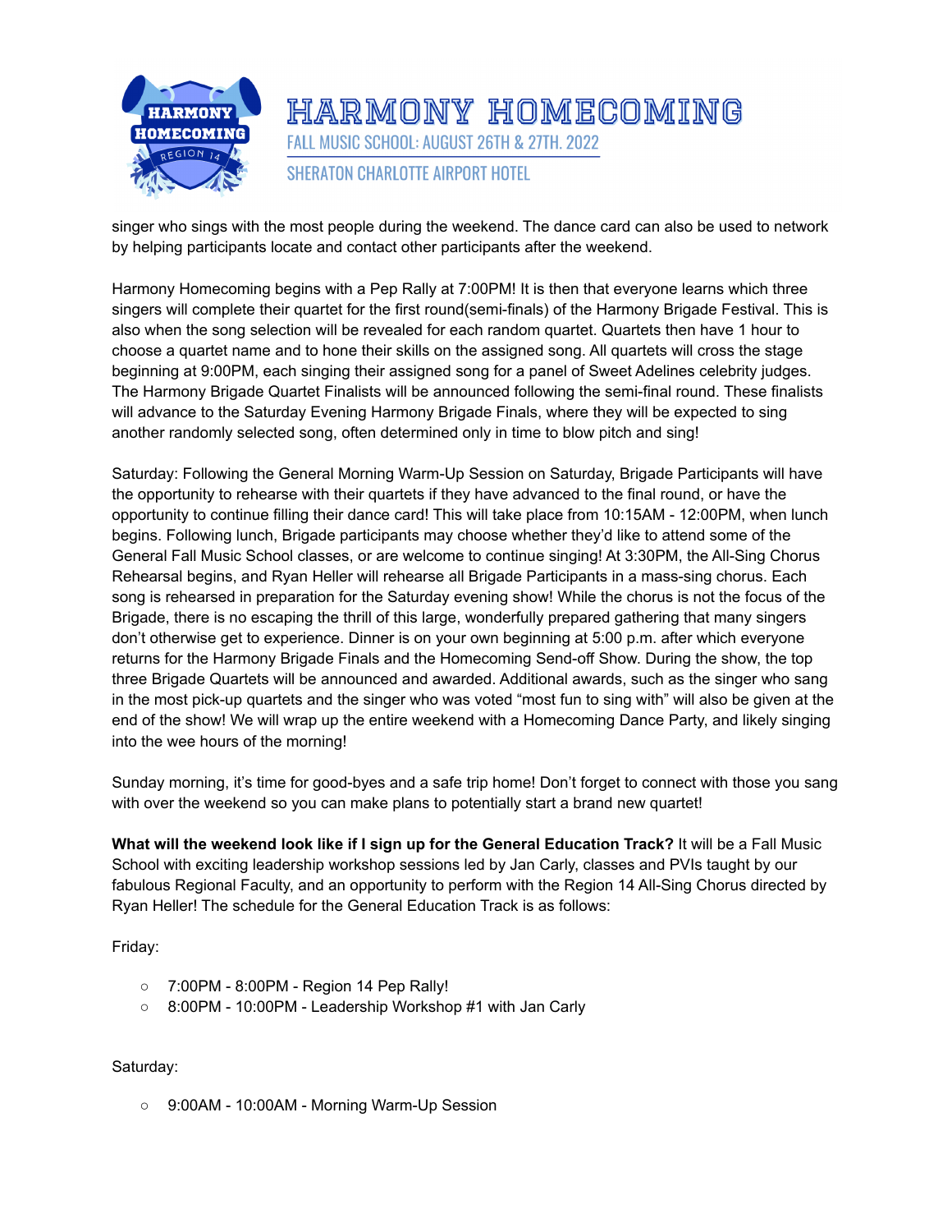singer who sings with the most people during the weekend. The dance card can also be used to network by helping participants locate and contact other participants after the weekend.

Harmony Homecoming begins with a Pep Rally at 7:00PM! It is then that everyone learns which three singers will complete their quartet for the first round(semi-finals) of the Harmony Brigade Festival. This is also when the song selection will be revealed for each random quartet. Quartets then have 1 hour to choose a quartet name and to hone their skills on the assigned song. All quartets will cross the stage beginning at 9:00PM, each singing their assigned song for a panel of Sweet Adelines celebrity judges. The Harmony Brigade Quartet Finalists will be announced following the semi-final round. These finalists will advance to the Saturday Evening Harmony Brigade Finals, where they will be expected to sing another randomly selected song, often determined only in time to blow pitch and sing!

Saturday: Following the General Morning Warm-Up Session on Saturday, Brigade Participants will have the opportunity to rehearse with their quartets if they have advanced to the final round, or have the opportunity to continue filling their dance card! This will take place from 10:15AM - 12:00PM, when lunch begins. Following lunch, Brigade participants may choose whether they'd like to attend some of the General Fall Music School classes, or are welcome to continue singing! At 3:30PM, the All-Sing Chorus Rehearsal begins, and Ryan Heller will rehearse all Brigade Participants in a mass-sing chorus. Each song is rehearsed in preparation for the Saturday evening show! While the chorus is not the focus of the Brigade, there is no escaping the thrill of this large, wonderfully prepared gathering that many singers don't otherwise get to experience. Dinner is on your own beginning at 5:00 p.m. after which everyone returns for the Harmony Brigade Finals and the Homecoming Send-off Show. During the show, the top three Brigade Quartets will be announced and awarded. Additional awards, such as the singer who sang in the most pick-up quartets and the singer who was voted "most fun to sing with" will also be given at the end of the show! We will wrap up the entire weekend with a Homecoming Dance Party, and likely singing into the wee hours of the morning!

Sunday morning, it's time for good-byes and a safe trip home! Don't forget to connect with those you sang with over the weekend so you can make plans to potentially start a brand new quartet!

**What will the weekend look like if I sign up for the General Education Track?** It will be a Fall Music School with exciting leadership workshop sessions led by Jan Carly, classes and PVIs taught by our fabulous Regional Faculty, and an opportunity to perform with the Region 14 All-Sing Chorus directed by Ryan Heller! The schedule for the General Education Track is as follows:

Friday:

- 7:00PM - 8:00PM - Region 14 Pep Rally!
- 8:00PM - 10:00PM - Leadership Workshop #1 with Jan Carly

Saturday:

- 9:00AM - 10:00AM - Morning Warm-Up Session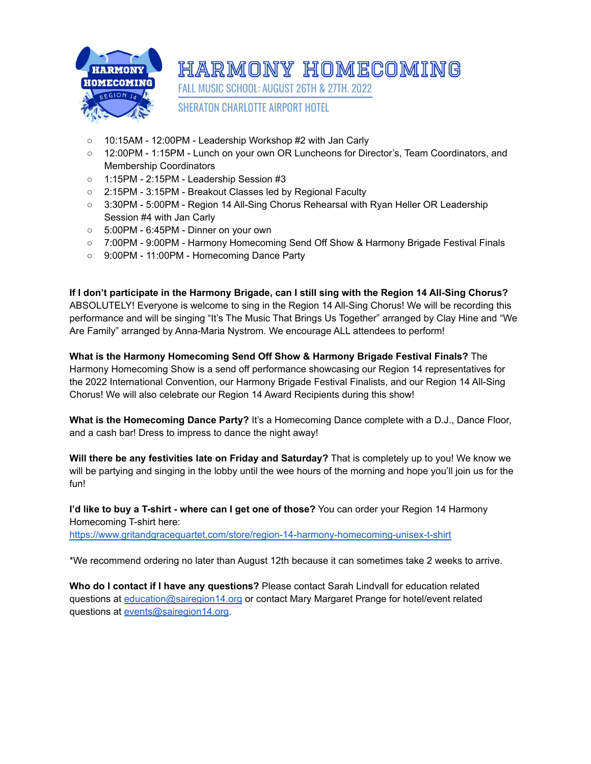# HARMONY HOMECOMING

FALL MUSIC SCHOOL: AUGUST 26TH & 27TH. 2022

SHERATON CHARLOTTE AIRPORT HOTEL

- 10:15AM - 12:00PM - Leadership Workshop #2 with Jan Carly
- 12:00PM - 1:15PM - Lunch on your own OR Luncheons for Director's, Team Coordinators, and Membership Coordinators
- 1:15PM - 2:15PM - Leadership Session #3
- 2:15PM - 3:15PM - Breakout Classes led by Regional Faculty
- 3:30PM - 5:00PM - Region 14 All-Sing Chorus Rehearsal with Ryan Heller OR Leadership Session #4 with Jan Carly
- 5:00PM - 6:45PM - Dinner on your own
- 7:00PM - 9:00PM - Harmony Homecoming Send Off Show & Harmony Brigade Festival Finals
- 9:00PM - 11:00PM - Homecoming Dance Party

**If I don't participate in the Harmony Brigade, can I still sing with the Region 14 All-Sing Chorus?** ABSOLUTELY! Everyone is welcome to sing in the Region 14 All-Sing Chorus! We will be recording this performance and will be singing "It's The Music That Brings Us Together" arranged by Clay Hine and "We Are Family" arranged by Anna-Maria Nystrom. We encourage ALL attendees to perform!

**What is the Harmony Homecoming Send Off Show & Harmony Brigade Festival Finals?** The Harmony Homecoming Show is a send off performance showcasing our Region 14 representatives for the 2022 International Convention, our Harmony Brigade Festival Finalists, and our Region 14 All-Sing Chorus! We will also celebrate our Region 14 Award Recipients during this show!

**What is the Homecoming Dance Party?** It's a Homecoming Dance complete with a D.J., Dance Floor, and a cash bar! Dress to impress to dance the night away!

**Will there be any festivities late on Friday and Saturday?** That is completely up to you! We know we will be partying and singing in the lobby until the wee hours of the morning and hope you'll join us for the fun!

**I'd like to buy a T-shirt - where can I get one of those?** You can order your Region 14 Harmony Homecoming T-shirt here: [https://www.gritandgracequartet.com/store/region-14-harmony-homecoming-unisex-t-shirt](https://www.gritandgracequartet.com/store/region-14-harmony-homecoming-unisex-t-shirt)

*We recommend ordering no later than August 12th because it can sometimes take 2 weeks to arrive.

**Who do I contact if I have any questions?** Please contact Sarah Lindvall for education related questions at [education@sairegion14.org](mailto:education@sairegion14.org) or contact Mary Margaret Prange for hotel/event related questions at [events@sairegion14.org](mailto:events@sairegion14.org).